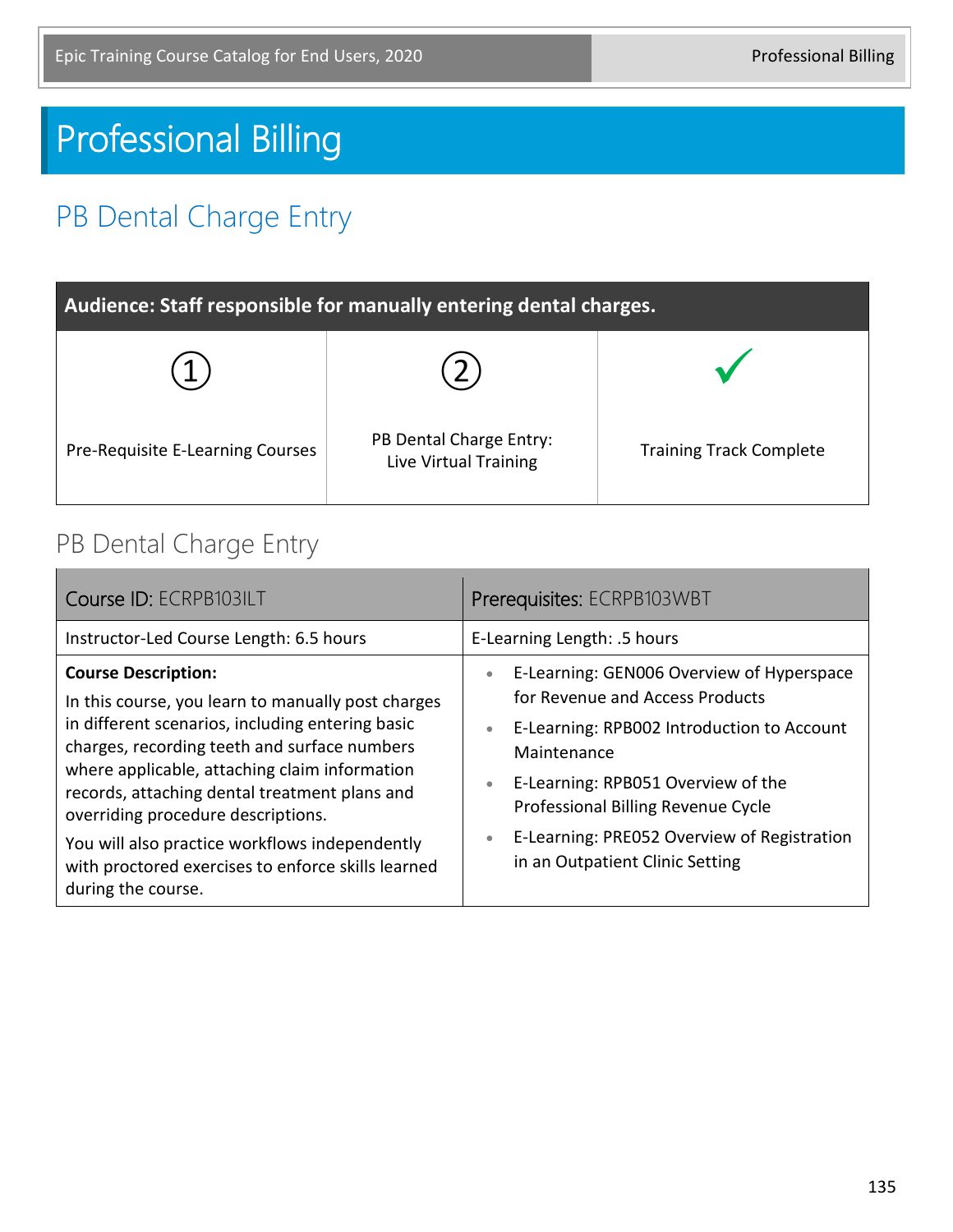# Professional Billing

## PB Dental Charge Entry

| Audience: Staff responsible for manually entering dental charges. | | |
|---|---|---|
| ① | ② | ✓ |
| Pre-Requisite E-Learning Courses | PB Dental Charge Entry: Live Virtual Training | Training Track Complete |

### PB Dental Charge Entry

| Course ID: ECRPB103ILT | Prerequisites: ECRPB103WBT |
|---|---|
| Instructor-Led Course Length: 6.5 hours | E-Learning Length: .5 hours |
| **Course Description:**<br>In this course, you learn to manually post charges in different scenarios, including entering basic charges, recording teeth and surface numbers where applicable, attaching claim information records, attaching dental treatment plans and overriding procedure descriptions.<br>You will also practice workflows independently with proctored exercises to enforce skills learned during the course. | • E-Learning: GEN006 Overview of Hyperspace for Revenue and Access Products<br>• E-Learning: RPB002 Introduction to Account Maintenance<br>• E-Learning: RPB051 Overview of the Professional Billing Revenue Cycle<br>• E-Learning: PRE052 Overview of Registration in an Outpatient Clinic Setting |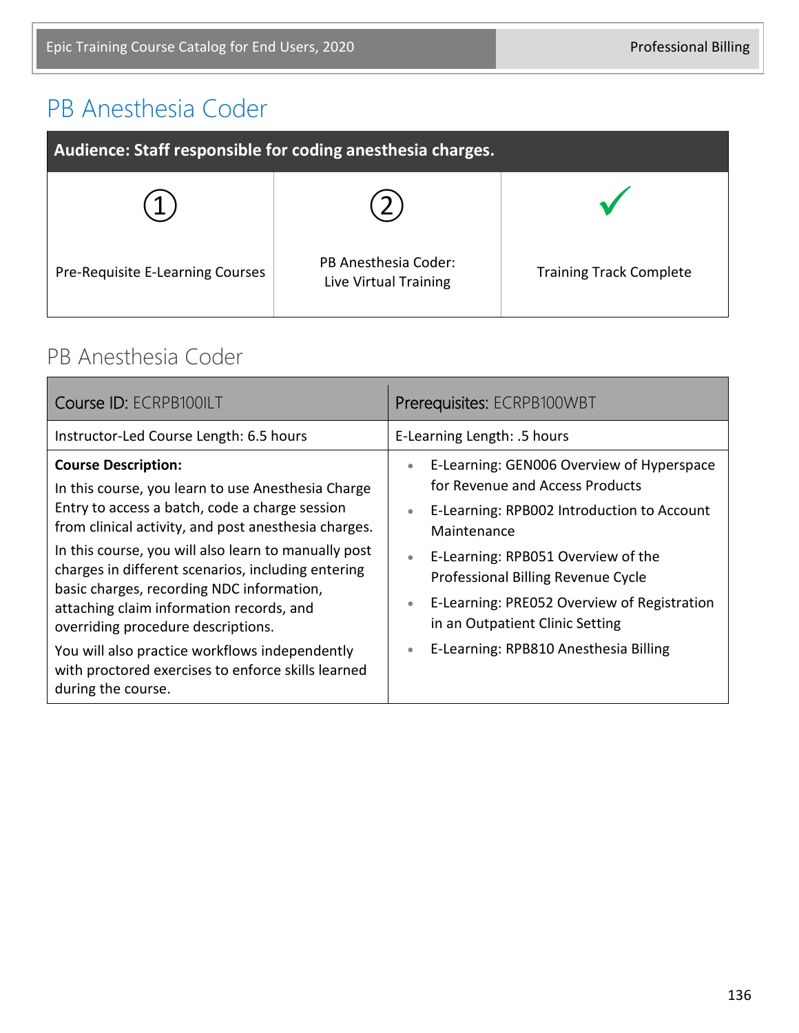# PB Anesthesia Coder

| Audience: Staff responsible for coding anesthesia charges. | | |
|---|---|---|
| ① | ② | ✓ |
| Pre-Requisite E-Learning Courses | PB Anesthesia Coder: Live Virtual Training | Training Track Complete |

## PB Anesthesia Coder

| Course ID: ECRPB100ILT | Prerequisites: ECRPB100WBT |
|---|---|
| Instructor-Led Course Length: 6.5 hours | E-Learning Length: .5 hours |
| **Course Description:**<br>In this course, you learn to use Anesthesia Charge Entry to access a batch, code a charge session from clinical activity, and post anesthesia charges.<br>In this course, you will also learn to manually post charges in different scenarios, including entering basic charges, recording NDC information, attaching claim information records, and overriding procedure descriptions.<br>You will also practice workflows independently with proctored exercises to enforce skills learned during the course. | • E-Learning: GEN006 Overview of Hyperspace for Revenue and Access Products<br>• E-Learning: RPB002 Introduction to Account Maintenance<br>• E-Learning: RPB051 Overview of the Professional Billing Revenue Cycle<br>• E-Learning: PRE052 Overview of Registration in an Outpatient Clinic Setting<br>• E-Learning: RPB810 Anesthesia Billing |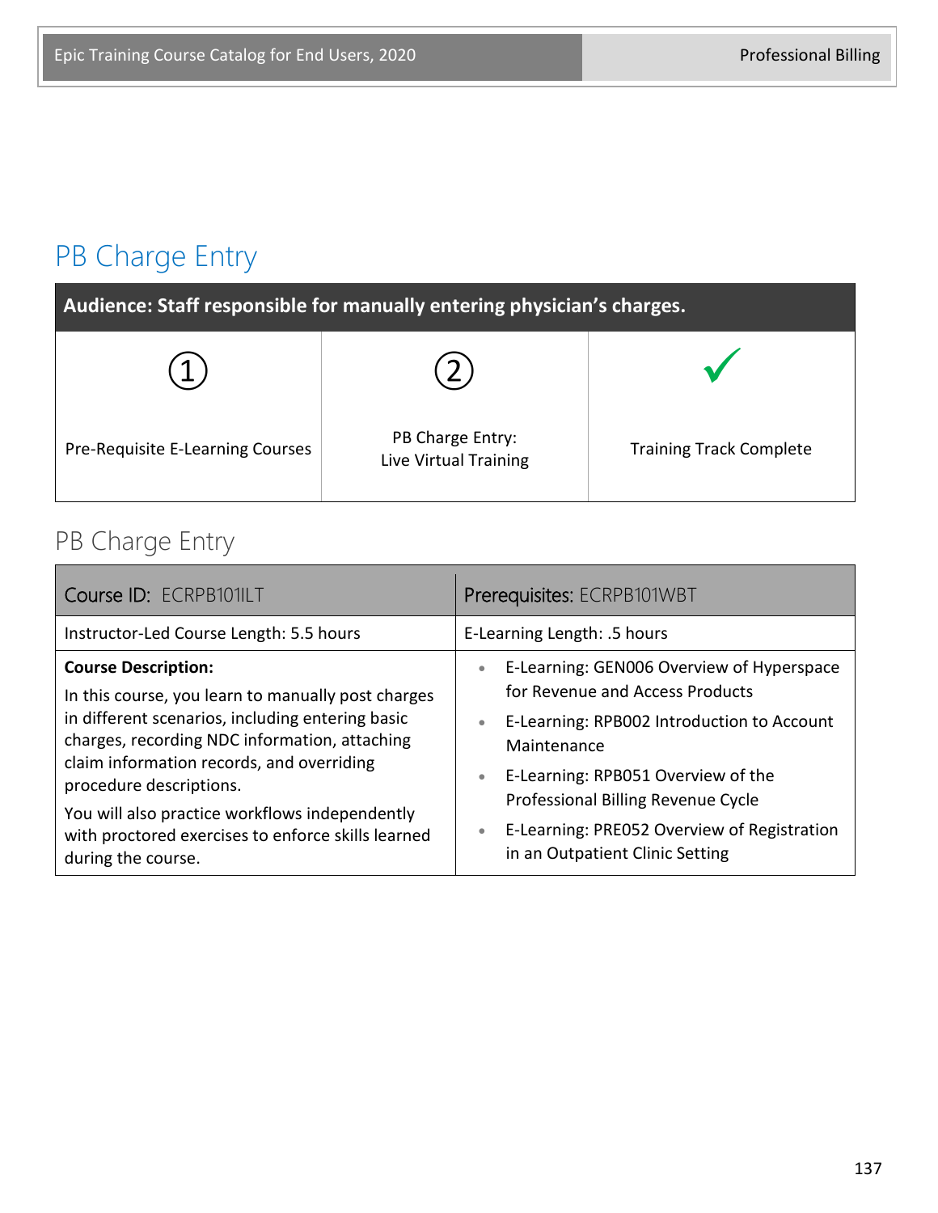# PB Charge Entry

| Audience: Staff responsible for manually entering physician's charges. | | |
|---|---|---|
| ① | ② | ✓ |
| Pre-Requisite E-Learning Courses | PB Charge Entry: Live Virtual Training | Training Track Complete |

## PB Charge Entry

| Course ID: ECRPB101ILT | Prerequisites: ECRPB101WBT |
|---|---|
| Instructor-Led Course Length: 5.5 hours | E-Learning Length: .5 hours |
| **Course Description:**<br>In this course, you learn to manually post charges in different scenarios, including entering basic charges, recording NDC information, attaching claim information records, and overriding procedure descriptions.<br>You will also practice workflows independently with proctored exercises to enforce skills learned during the course. | • E-Learning: GEN006 Overview of Hyperspace for Revenue and Access Products<br>• E-Learning: RPB002 Introduction to Account Maintenance<br>• E-Learning: RPB051 Overview of the Professional Billing Revenue Cycle<br>• E-Learning: PRE052 Overview of Registration in an Outpatient Clinic Setting |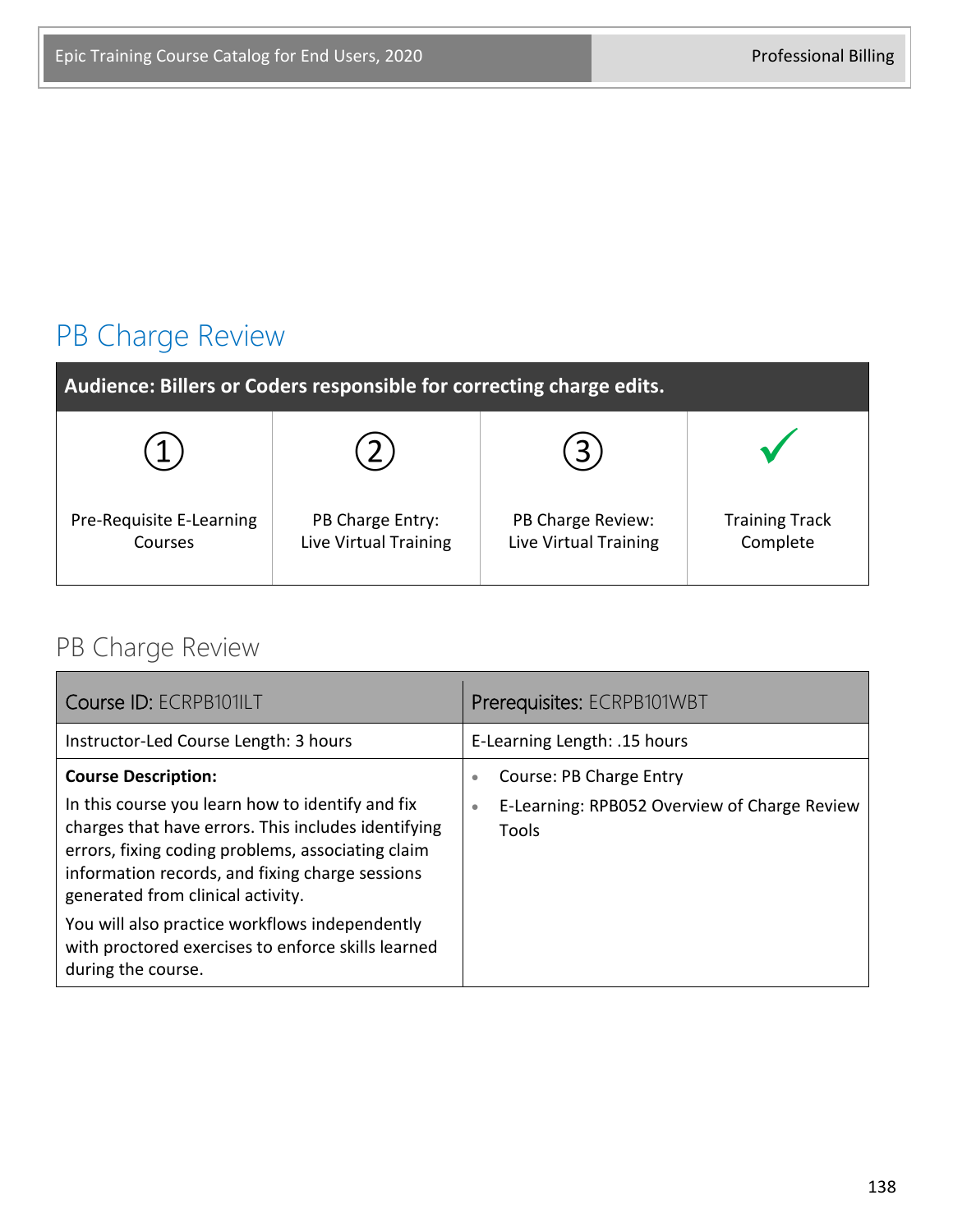# PB Charge Review

| Audience: Billers or Coders responsible for correcting charge edits. | | | |
|---|---|---|---|
| ① Pre-Requisite E-Learning Courses | ② PB Charge Entry: Live Virtual Training | ③ PB Charge Review: Live Virtual Training | ✓ Training Track Complete |

## PB Charge Review

| Course ID: ECRPB101ILT | Prerequisites: ECRPB101WBT |
|---|---|
| Instructor-Led Course Length: 3 hours | E-Learning Length: .15 hours |
| **Course Description:** In this course you learn how to identify and fix charges that have errors. This includes identifying errors, fixing coding problems, associating claim information records, and fixing charge sessions generated from clinical activity. You will also practice workflows independently with proctored exercises to enforce skills learned during the course. | • Course: PB Charge Entry • E-Learning: RPB052 Overview of Charge Review Tools |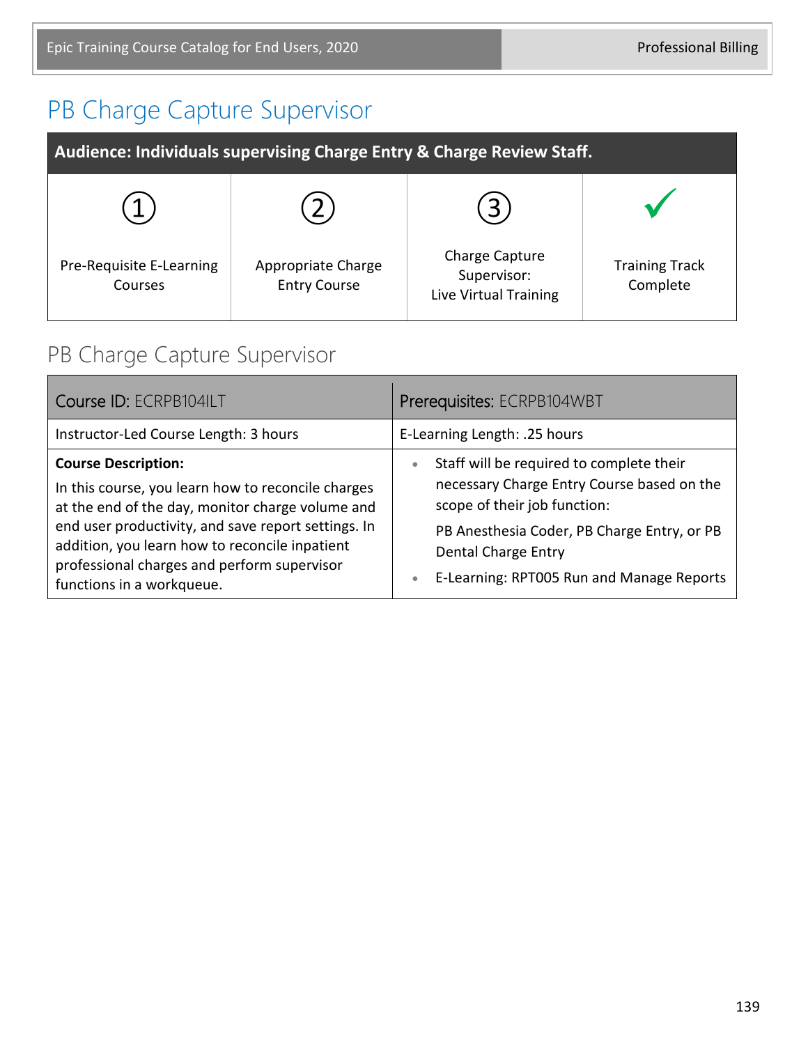# PB Charge Capture Supervisor

| Audience: Individuals supervising Charge Entry & Charge Review Staff. | | | |
|---|---|---|---|
| ① Pre-Requisite E-Learning Courses | ② Appropriate Charge Entry Course | ③ Charge Capture Supervisor: Live Virtual Training | ✓ Training Track Complete |

## PB Charge Capture Supervisor

| Course ID: ECRPB104ILT | Prerequisites: ECRPB104WBT |
|---|---|
| Instructor-Led Course Length: 3 hours | E-Learning Length: .25 hours |
| **Course Description:** In this course, you learn how to reconcile charges at the end of the day, monitor charge volume and end user productivity, and save report settings. In addition, you learn how to reconcile inpatient professional charges and perform supervisor functions in a workqueue. | • Staff will be required to complete their necessary Charge Entry Course based on the scope of their job function: PB Anesthesia Coder, PB Charge Entry, or PB Dental Charge Entry<br>• E-Learning: RPT005 Run and Manage Reports |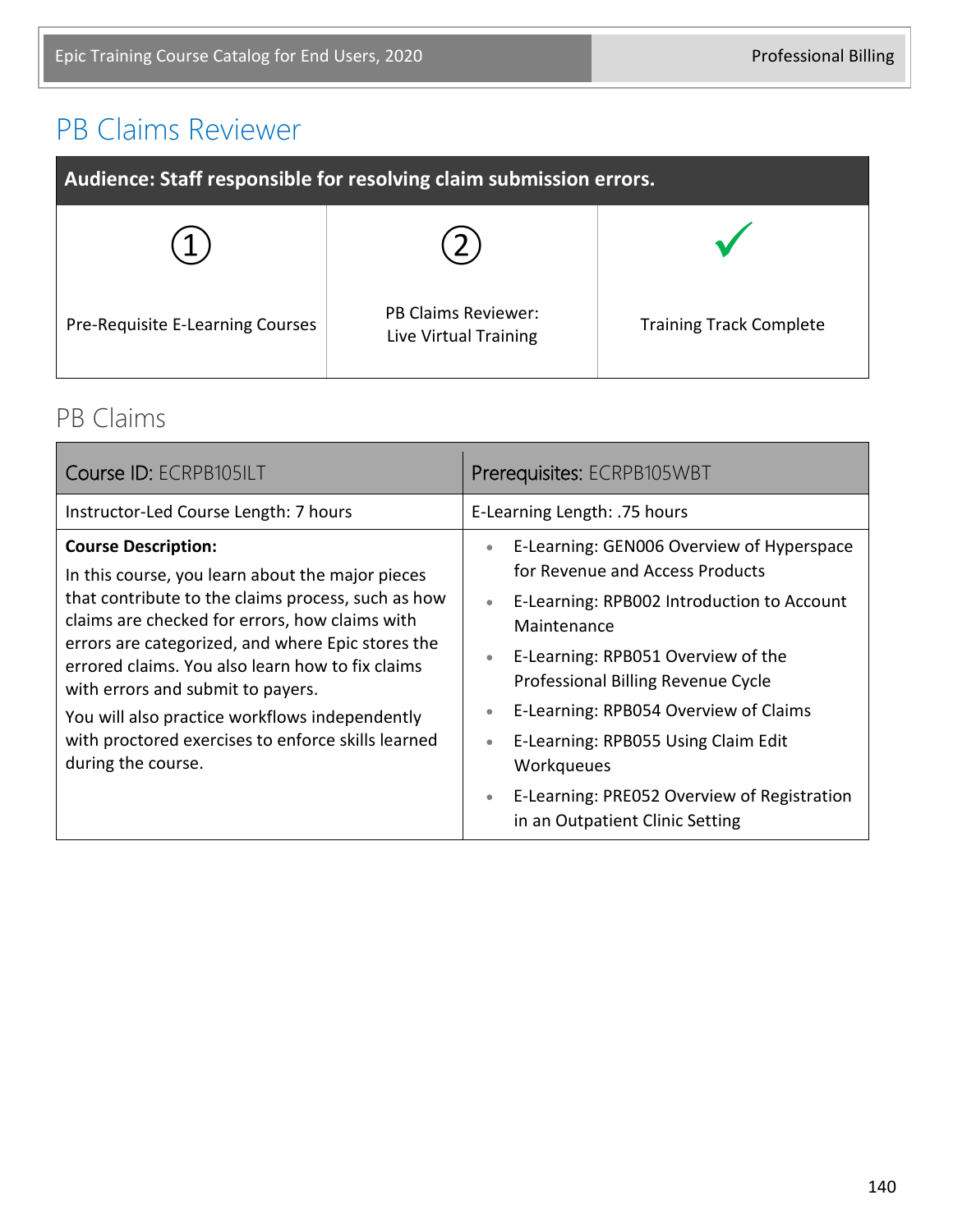# PB Claims Reviewer

| Audience: Staff responsible for resolving claim submission errors. | | |
|---|---|---|
| ① Pre-Requisite E-Learning Courses | ② PB Claims Reviewer: Live Virtual Training | ✓ Training Track Complete |

## PB Claims

| Course ID: ECRPB105ILT | Prerequisites: ECRPB105WBT |
|---|---|
| Instructor-Led Course Length: 7 hours | E-Learning Length: .75 hours |
| **Course Description:**<br>In this course, you learn about the major pieces that contribute to the claims process, such as how claims are checked for errors, how claims with errors are categorized, and where Epic stores the errored claims. You also learn how to fix claims with errors and submit to payers.<br>You will also practice workflows independently with proctored exercises to enforce skills learned during the course. | • E-Learning: GEN006 Overview of Hyperspace for Revenue and Access Products<br>• E-Learning: RPB002 Introduction to Account Maintenance<br>• E-Learning: RPB051 Overview of the Professional Billing Revenue Cycle<br>• E-Learning: RPB054 Overview of Claims<br>• E-Learning: RPB055 Using Claim Edit Workqueues<br>• E-Learning: PRE052 Overview of Registration in an Outpatient Clinic Setting |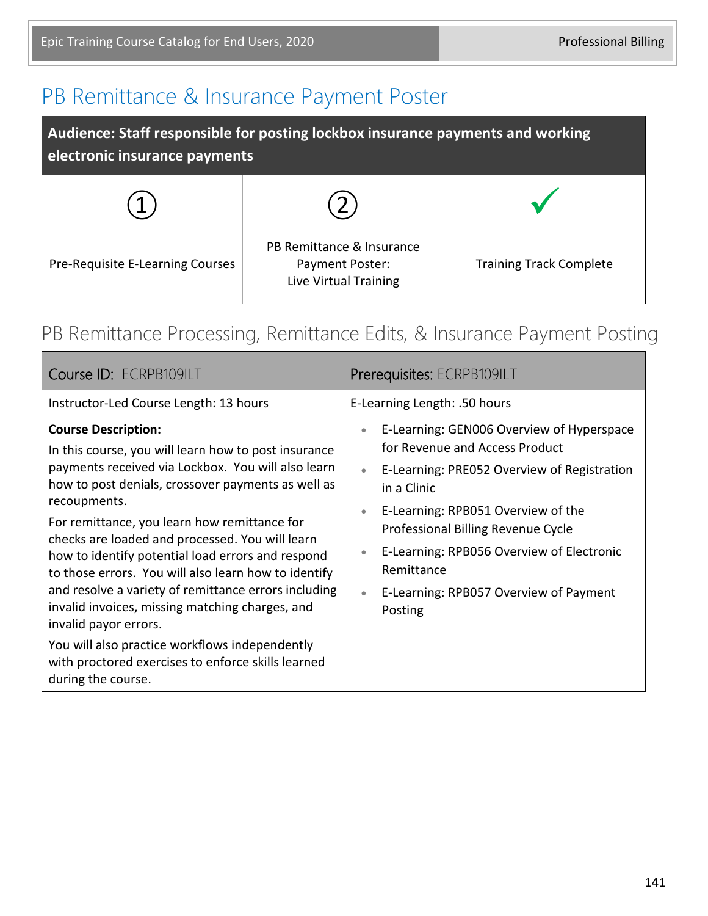# PB Remittance & Insurance Payment Poster

| Audience: Staff responsible for posting lockbox insurance payments and working electronic insurance payments | | |
|---|---|---|
| ① | ② | ✓ |
| Pre-Requisite E-Learning Courses | PB Remittance & Insurance Payment Poster: Live Virtual Training | Training Track Complete |

## PB Remittance Processing, Remittance Edits, & Insurance Payment Posting

| Course ID: ECRPB109ILT | Prerequisites: ECRPB109ILT |
|---|---|
| Instructor-Led Course Length: 13 hours | E-Learning Length: .50 hours |
| **Course Description:**<br>In this course, you will learn how to post insurance payments received via Lockbox. You will also learn how to post denials, crossover payments as well as recoupments.<br>For remittance, you learn how remittance for checks are loaded and processed. You will learn how to identify potential load errors and respond to those errors. You will also learn how to identify and resolve a variety of remittance errors including invalid invoices, missing matching charges, and invalid payor errors.<br>You will also practice workflows independently with proctored exercises to enforce skills learned during the course. | • E-Learning: GEN006 Overview of Hyperspace for Revenue and Access Product<br>• E-Learning: PRE052 Overview of Registration in a Clinic<br>• E-Learning: RPB051 Overview of the Professional Billing Revenue Cycle<br>• E-Learning: RPB056 Overview of Electronic Remittance<br>• E-Learning: RPB057 Overview of Payment Posting |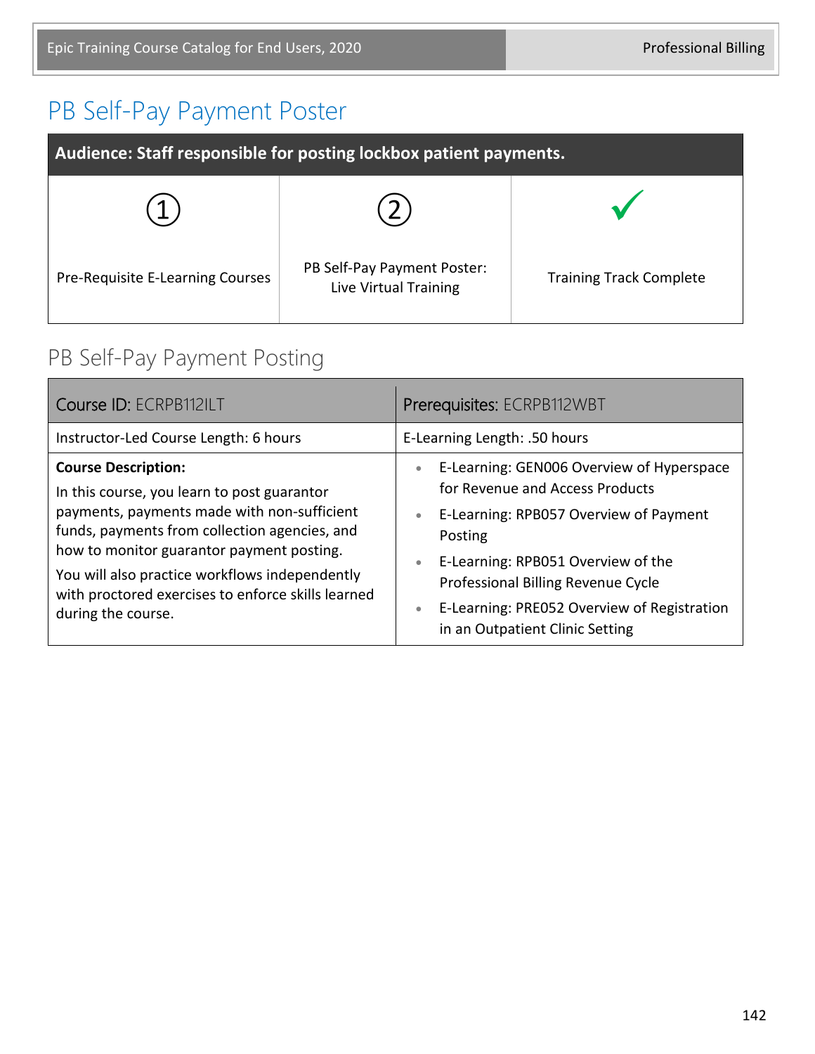# PB Self-Pay Payment Poster

| Audience: Staff responsible for posting lockbox patient payments. | | |
|---|---|---|
| ① Pre-Requisite E-Learning Courses | ② PB Self-Pay Payment Poster: Live Virtual Training | ✓ Training Track Complete |

## PB Self-Pay Payment Posting

| Course ID: ECRPB112ILT | Prerequisites: ECRPB112WBT |
|---|---|
| Instructor-Led Course Length: 6 hours | E-Learning Length: .50 hours |
| **Course Description:** In this course, you learn to post guarantor payments, payments made with non-sufficient funds, payments from collection agencies, and how to monitor guarantor payment posting. You will also practice workflows independently with proctored exercises to enforce skills learned during the course. | • E-Learning: GEN006 Overview of Hyperspace for Revenue and Access Products<br>• E-Learning: RPB057 Overview of Payment Posting<br>• E-Learning: RPB051 Overview of the Professional Billing Revenue Cycle<br>• E-Learning: PRE052 Overview of Registration in an Outpatient Clinic Setting |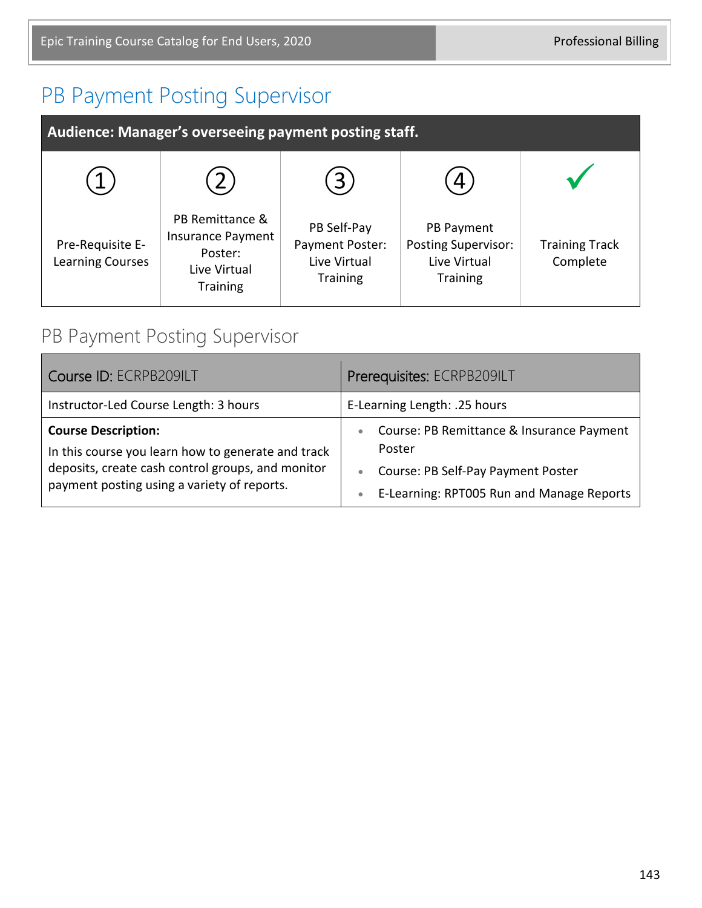# PB Payment Posting Supervisor

| Audience: Manager's overseeing payment posting staff. | | | | |
|---|---|---|---|---|
| ① | ② | ③ | ④ | ✓ |
| Pre-Requisite E-Learning Courses | PB Remittance & Insurance Payment Poster: Live Virtual Training | PB Self-Pay Payment Poster: Live Virtual Training | PB Payment Posting Supervisor: Live Virtual Training | Training Track Complete |

## PB Payment Posting Supervisor

| Course ID: ECRPB209ILT | Prerequisites: ECRPB209ILT |
|---|---|
| Instructor-Led Course Length: 3 hours | E-Learning Length: .25 hours |
| **Course Description:** In this course you learn how to generate and track deposits, create cash control groups, and monitor payment posting using a variety of reports. | • Course: PB Remittance & Insurance Payment Poster<br>• Course: PB Self-Pay Payment Poster<br>• E-Learning: RPT005 Run and Manage Reports |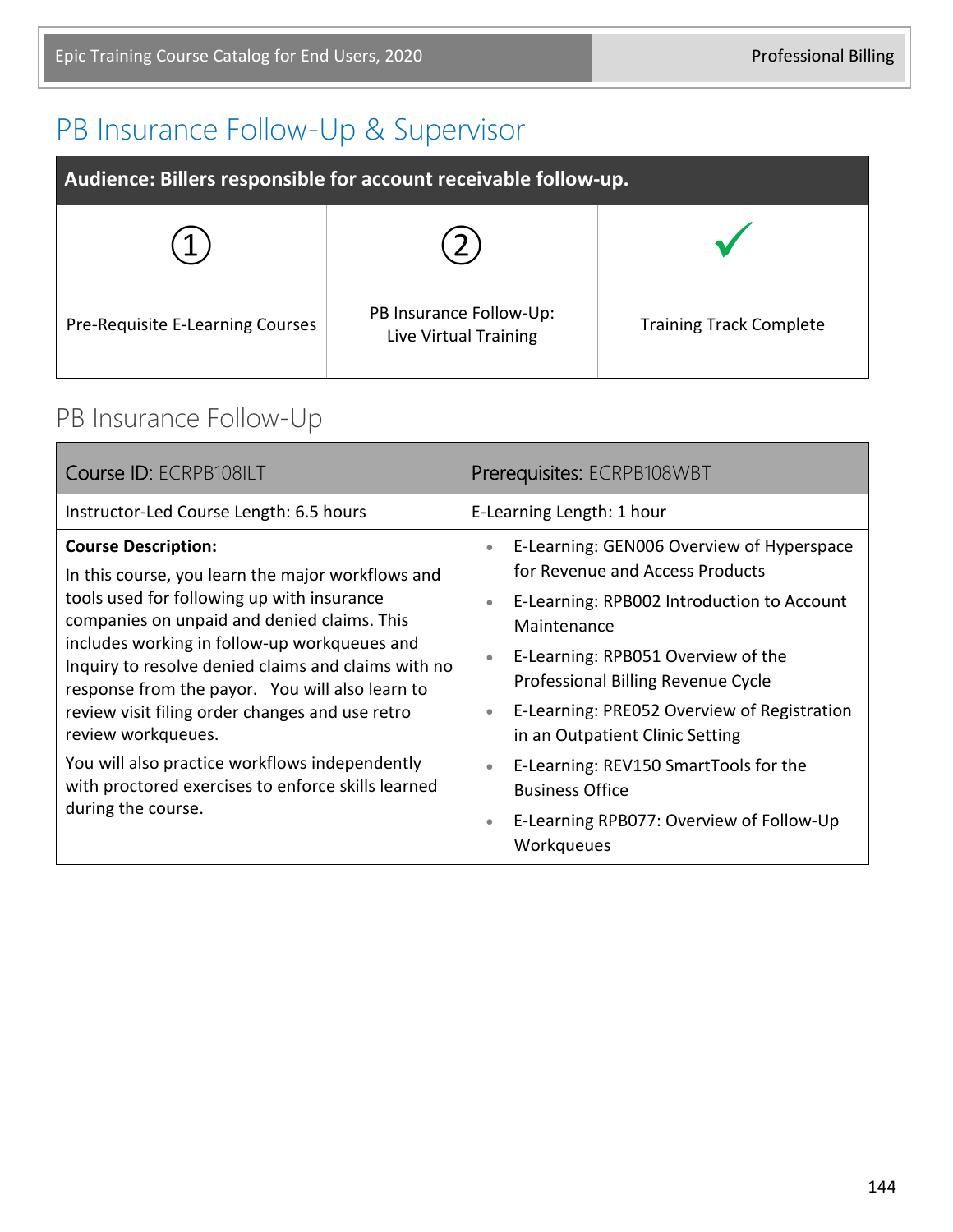# PB Insurance Follow-Up & Supervisor

| Audience: Billers responsible for account receivable follow-up. | | |
|---|---|---|
| ① Pre-Requisite E-Learning Courses | ② PB Insurance Follow-Up: Live Virtual Training | ✓ Training Track Complete |

## PB Insurance Follow-Up

| Course ID: ECRPB108ILT | Prerequisites: ECRPB108WBT |
|---|---|
| Instructor-Led Course Length: 6.5 hours | E-Learning Length: 1 hour |
| **Course Description:** In this course, you learn the major workflows and tools used for following up with insurance companies on unpaid and denied claims. This includes working in follow-up workqueues and Inquiry to resolve denied claims and claims with no response from the payor. You will also learn to review visit filing order changes and use retro review workqueues. You will also practice workflows independently with proctored exercises to enforce skills learned during the course. | • E-Learning: GEN006 Overview of Hyperspace for Revenue and Access Products<br>• E-Learning: RPB002 Introduction to Account Maintenance<br>• E-Learning: RPB051 Overview of the Professional Billing Revenue Cycle<br>• E-Learning: PRE052 Overview of Registration in an Outpatient Clinic Setting<br>• E-Learning: REV150 SmartTools for the Business Office<br>• E-Learning RPB077: Overview of Follow-Up Workqueues |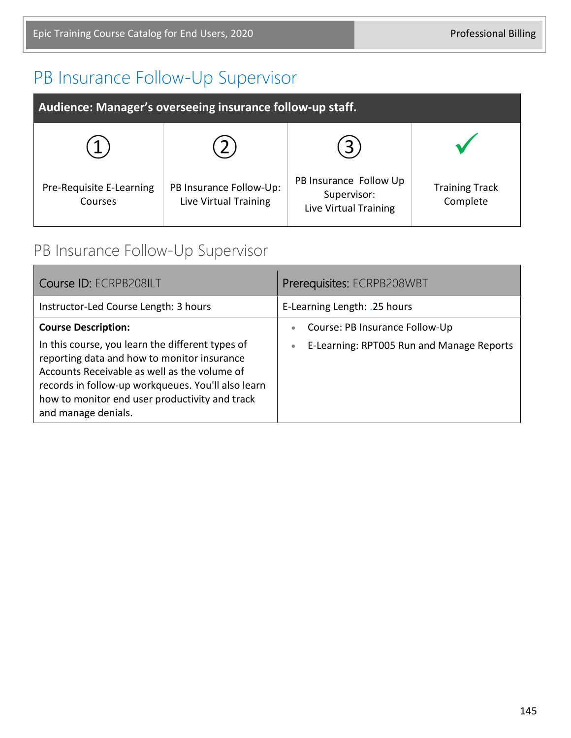# PB Insurance Follow-Up Supervisor

| Audience: Manager's overseeing insurance follow-up staff. | | | |
|---|---|---|---|
| ① | ② | ③ | ✓ |
| Pre-Requisite E-Learning Courses | PB Insurance Follow-Up: Live Virtual Training | PB Insurance Follow Up Supervisor: Live Virtual Training | Training Track Complete |

## PB Insurance Follow-Up Supervisor

| Course ID: ECRPB208ILT | Prerequisites: ECRPB208WBT |
|---|---|
| Instructor-Led Course Length: 3 hours | E-Learning Length: .25 hours |
| **Course Description:** In this course, you learn the different types of reporting data and how to monitor insurance Accounts Receivable as well as the volume of records in follow-up workqueues. You'll also learn how to monitor end user productivity and track and manage denials. | • Course: PB Insurance Follow-Up<br>• E-Learning: RPT005 Run and Manage Reports |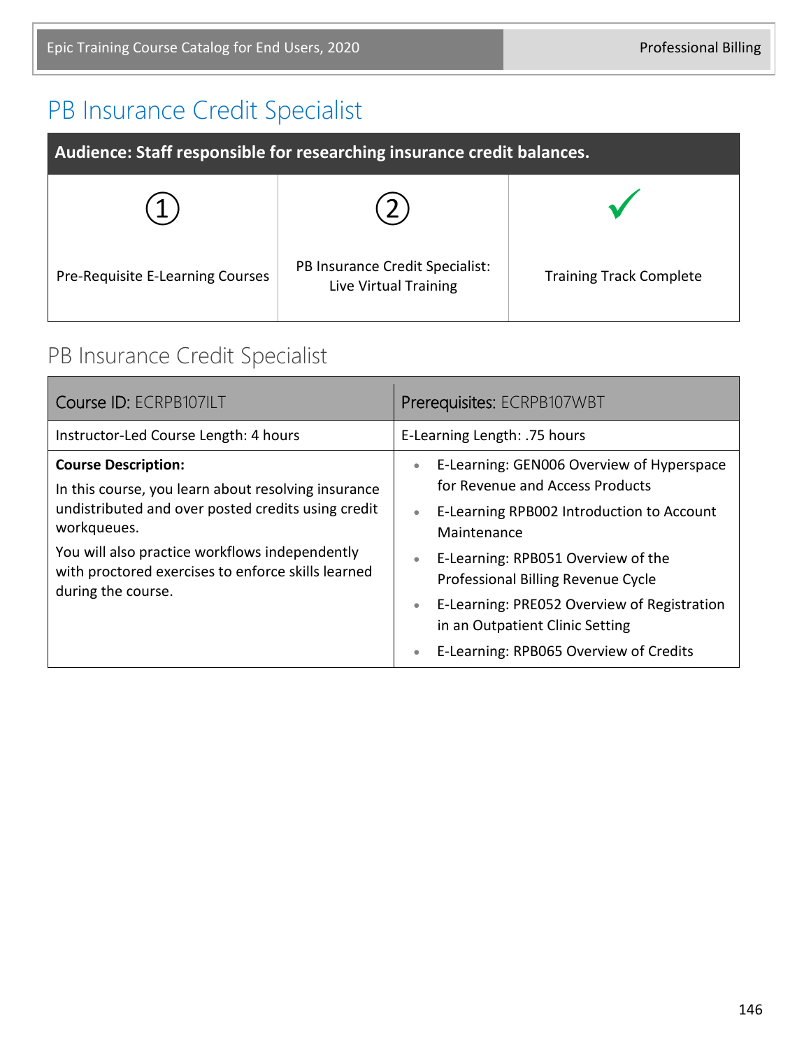# PB Insurance Credit Specialist

| Audience: Staff responsible for researching insurance credit balances. | | |
|---|---|---|
| ① | ② | ✓ |
| Pre-Requisite E-Learning Courses | PB Insurance Credit Specialist: Live Virtual Training | Training Track Complete |

## PB Insurance Credit Specialist

| Course ID: ECRPB107ILT | Prerequisites: ECRPB107WBT |
|---|---|
| Instructor-Led Course Length: 4 hours | E-Learning Length: .75 hours |
| **Course Description:**<br>In this course, you learn about resolving insurance undistributed and over posted credits using credit workqueues.<br>You will also practice workflows independently with proctored exercises to enforce skills learned during the course. | • E-Learning: GEN006 Overview of Hyperspace for Revenue and Access Products<br>• E-Learning RPB002 Introduction to Account Maintenance<br>• E-Learning: RPB051 Overview of the Professional Billing Revenue Cycle<br>• E-Learning: PRE052 Overview of Registration in an Outpatient Clinic Setting<br>• E-Learning: RPB065 Overview of Credits |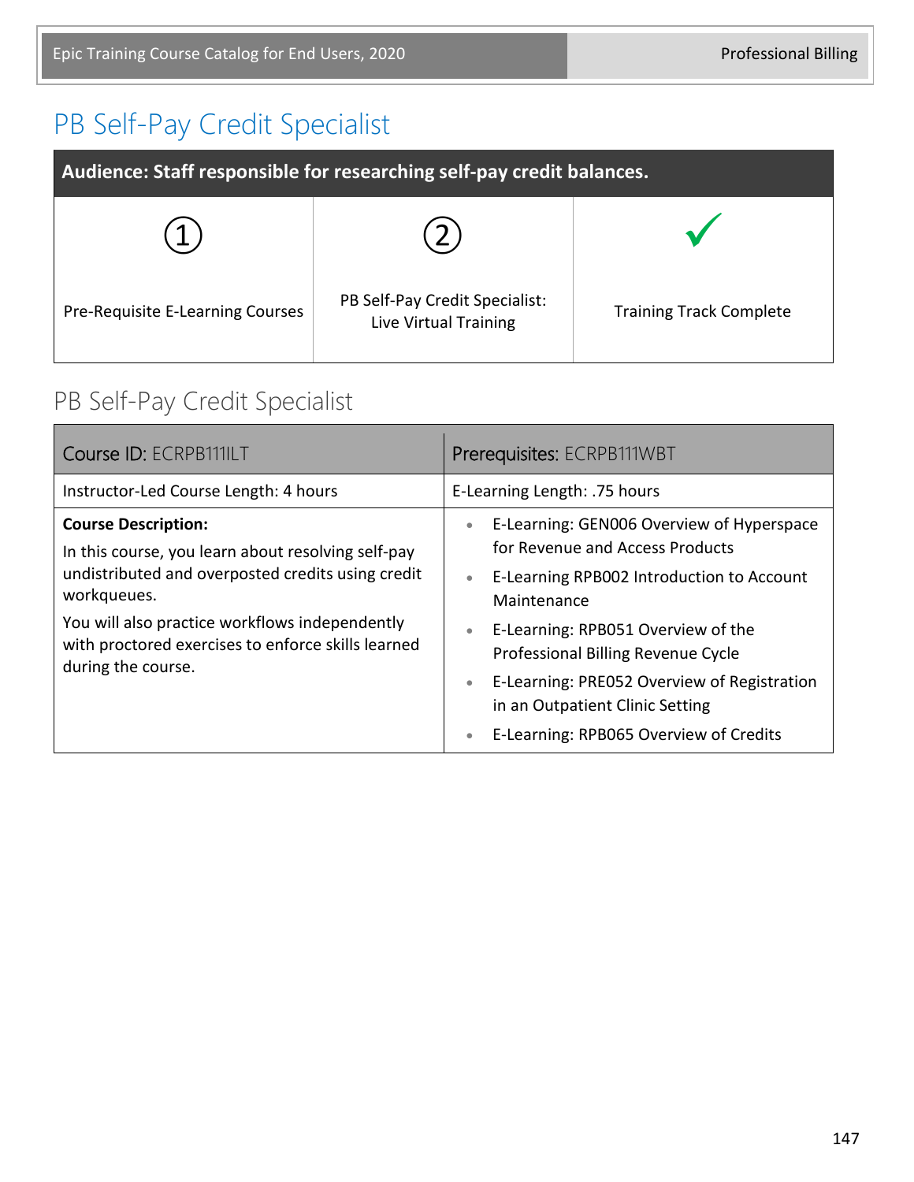# PB Self-Pay Credit Specialist

| Audience: Staff responsible for researching self-pay credit balances. | | |
|---|---|---|
| ① | ② | ✓ |
| Pre-Requisite E-Learning Courses | PB Self-Pay Credit Specialist: Live Virtual Training | Training Track Complete |

## PB Self-Pay Credit Specialist

| Course ID: ECRPB111ILT | Prerequisites: ECRPB111WBT |
|---|---|
| Instructor-Led Course Length: 4 hours | E-Learning Length: .75 hours |
| **Course Description:**<br>In this course, you learn about resolving self-pay undistributed and overposted credits using credit workqueues.<br>You will also practice workflows independently with proctored exercises to enforce skills learned during the course. | • E-Learning: GEN006 Overview of Hyperspace for Revenue and Access Products<br>• E-Learning RPB002 Introduction to Account Maintenance<br>• E-Learning: RPB051 Overview of the Professional Billing Revenue Cycle<br>• E-Learning: PRE052 Overview of Registration in an Outpatient Clinic Setting<br>• E-Learning: RPB065 Overview of Credits |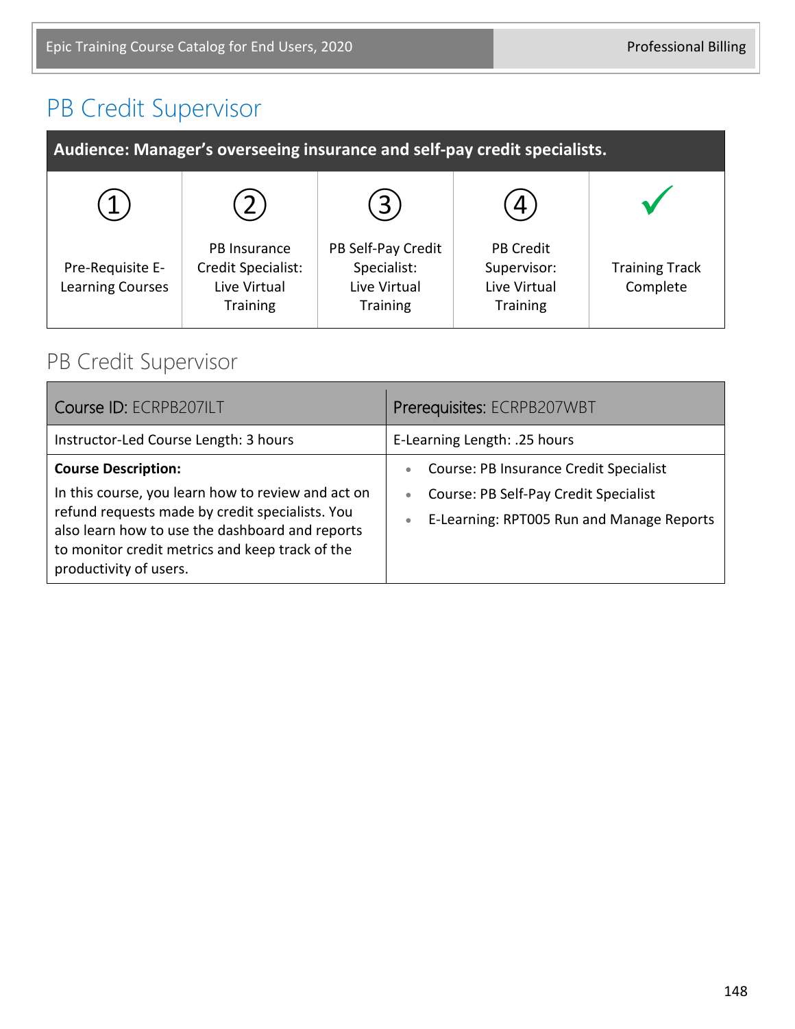# PB Credit Supervisor

| Audience: Manager's overseeing insurance and self-pay credit specialists. | | | | |
|---|---|---|---|---|
| ① Pre-Requisite E-Learning Courses | ② PB Insurance Credit Specialist: Live Virtual Training | ③ PB Self-Pay Credit Specialist: Live Virtual Training | ④ PB Credit Supervisor: Live Virtual Training | ✓ Training Track Complete |

## PB Credit Supervisor

| Course ID: ECRPB207ILT | Prerequisites: ECRPB207WBT |
|---|---|
| Instructor-Led Course Length: 3 hours | E-Learning Length: .25 hours |
| **Course Description:** In this course, you learn how to review and act on refund requests made by credit specialists. You also learn how to use the dashboard and reports to monitor credit metrics and keep track of the productivity of users. | • Course: PB Insurance Credit Specialist<br>• Course: PB Self-Pay Credit Specialist<br>• E-Learning: RPT005 Run and Manage Reports |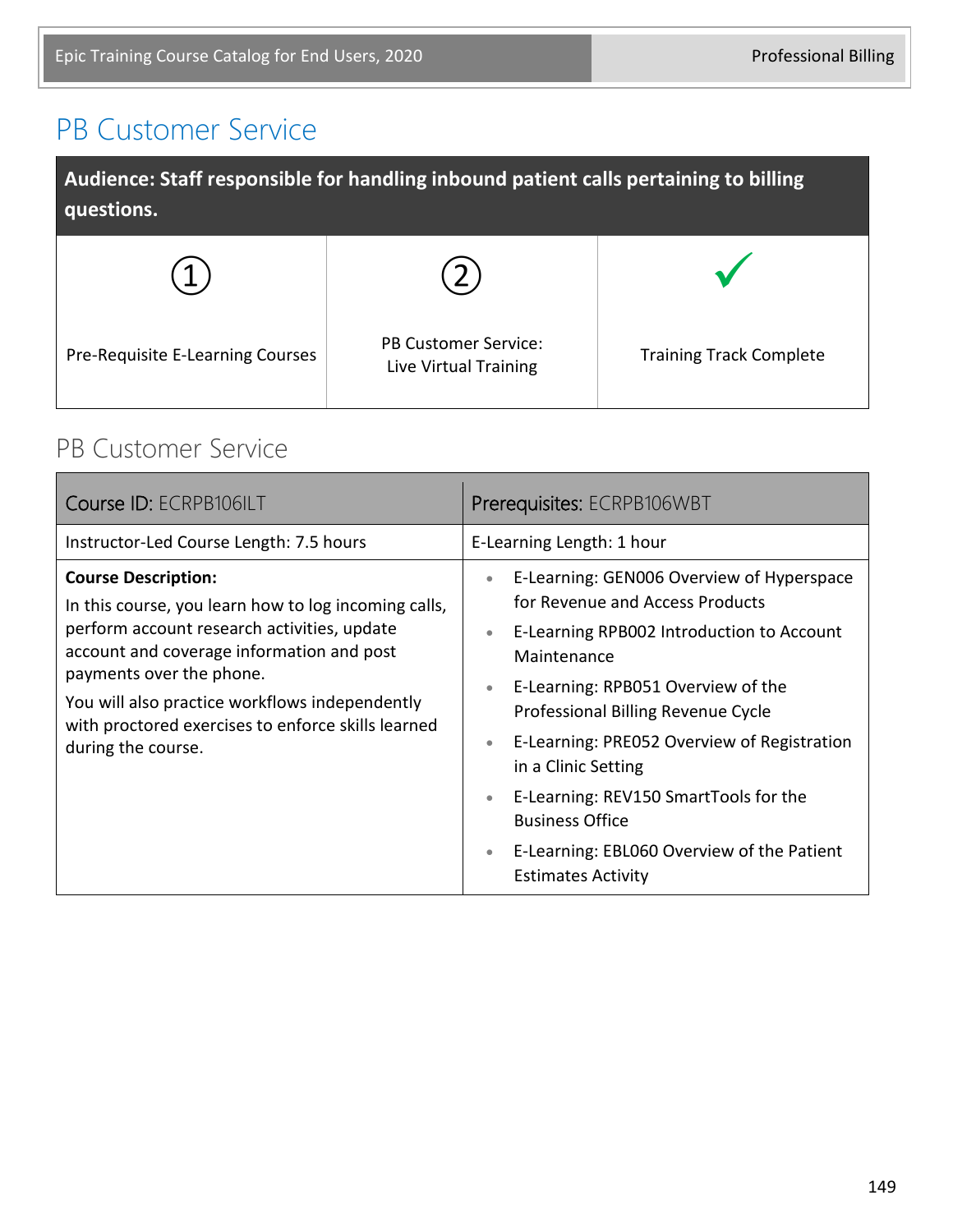# PB Customer Service

| Audience: Staff responsible for handling inbound patient calls pertaining to billing questions. | | |
|---|---|---|
| ① Pre-Requisite E-Learning Courses | ② PB Customer Service: Live Virtual Training | ✓ Training Track Complete |

## PB Customer Service

| Course ID: ECRPB106ILT | Prerequisites: ECRPB106WBT |
|---|---|
| Instructor-Led Course Length: 7.5 hours | E-Learning Length: 1 hour |
| **Course Description:**<br>In this course, you learn how to log incoming calls, perform account research activities, update account and coverage information and post payments over the phone.<br>You will also practice workflows independently with proctored exercises to enforce skills learned during the course. | • E-Learning: GEN006 Overview of Hyperspace for Revenue and Access Products<br>• E-Learning RPB002 Introduction to Account Maintenance<br>• E-Learning: RPB051 Overview of the Professional Billing Revenue Cycle<br>• E-Learning: PRE052 Overview of Registration in a Clinic Setting<br>• E-Learning: REV150 SmartTools for the Business Office<br>• E-Learning: EBL060 Overview of the Patient Estimates Activity |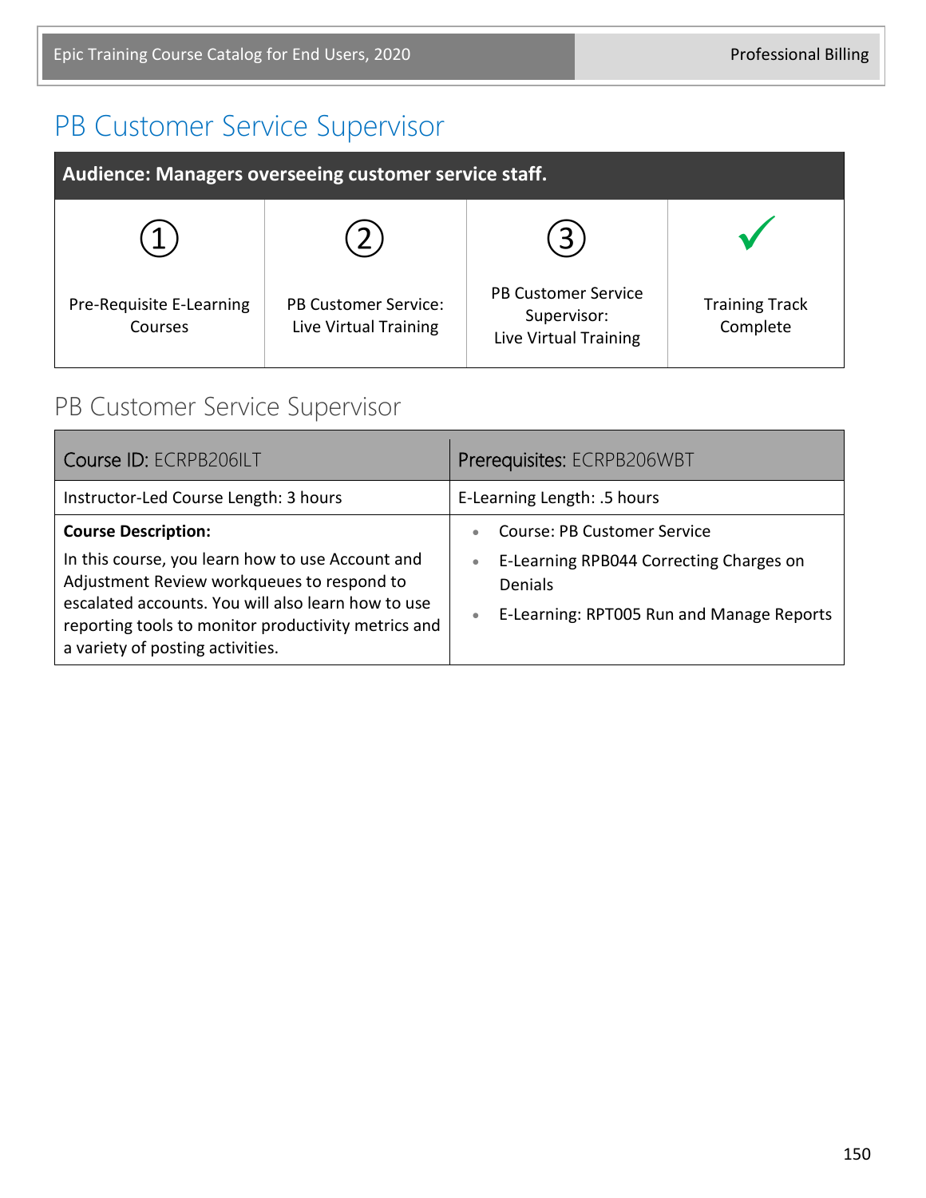# PB Customer Service Supervisor

| Audience: Managers overseeing customer service staff. | | | |
|---|---|---|---|
| ① Pre-Requisite E-Learning Courses | ② PB Customer Service: Live Virtual Training | ③ PB Customer Service Supervisor: Live Virtual Training | ✓ Training Track Complete |

## PB Customer Service Supervisor

| Course ID: ECRPB206ILT | Prerequisites: ECRPB206WBT |
|---|---|
| Instructor-Led Course Length: 3 hours | E-Learning Length: .5 hours |
| **Course Description:** In this course, you learn how to use Account and Adjustment Review workqueues to respond to escalated accounts. You will also learn how to use reporting tools to monitor productivity metrics and a variety of posting activities. | • Course: PB Customer Service<br>• E-Learning RPB044 Correcting Charges on Denials<br>• E-Learning: RPT005 Run and Manage Reports |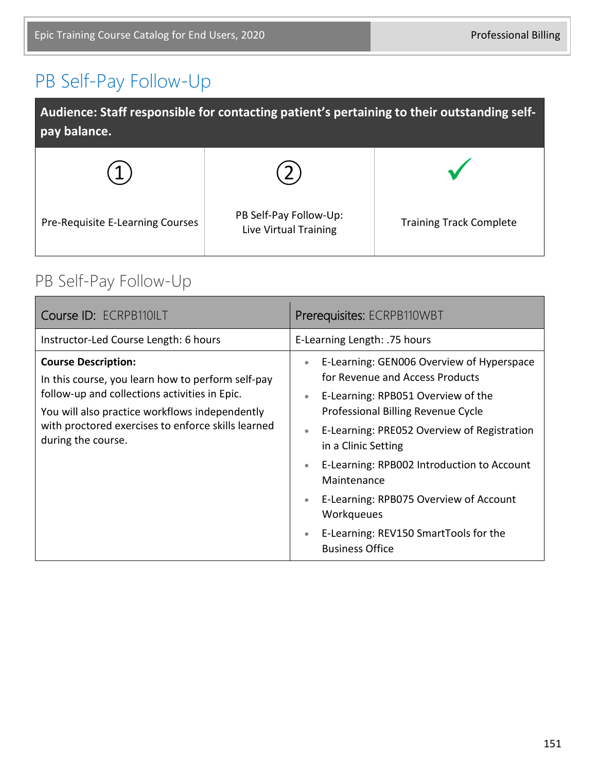# PB Self-Pay Follow-Up

| **Audience: Staff responsible for contacting patient's pertaining to their outstanding self-pay balance.** | | |
|---|---|---|
| ① | ② | ✓ |
| Pre-Requisite E-Learning Courses | PB Self-Pay Follow-Up: Live Virtual Training | Training Track Complete |

## PB Self-Pay Follow-Up

| Course ID: ECRPB110ILT | Prerequisites: ECRPB110WBT |
|---|---|
| Instructor-Led Course Length: 6 hours | E-Learning Length: .75 hours |
| **Course Description:** In this course, you learn how to perform self-pay follow-up and collections activities in Epic. You will also practice workflows independently with proctored exercises to enforce skills learned during the course. | • E-Learning: GEN006 Overview of Hyperspace for Revenue and Access Products<br>• E-Learning: RPB051 Overview of the Professional Billing Revenue Cycle<br>• E-Learning: PRE052 Overview of Registration in a Clinic Setting<br>• E-Learning: RPB002 Introduction to Account Maintenance<br>• E-Learning: RPB075 Overview of Account Workqueues<br>• E-Learning: REV150 SmartTools for the Business Office |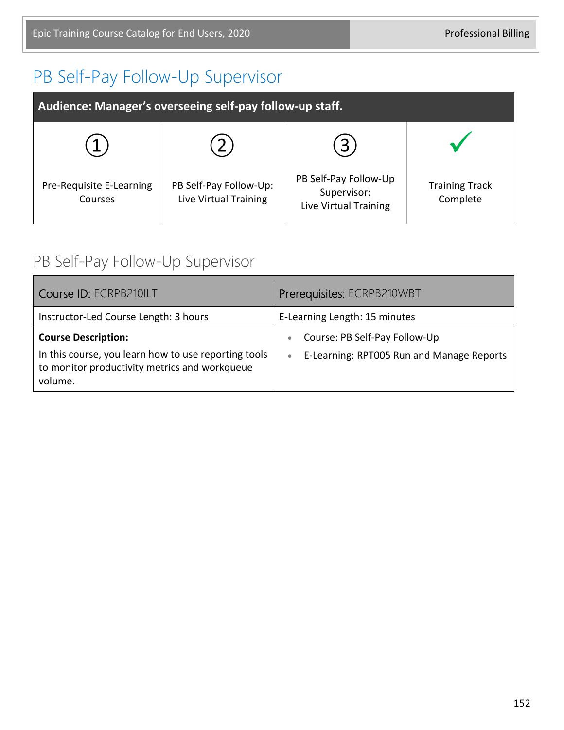# PB Self-Pay Follow-Up Supervisor

| Audience: Manager's overseeing self-pay follow-up staff. | | | |
|---|---|---|---|
| ① Pre-Requisite E-Learning Courses | ② PB Self-Pay Follow-Up: Live Virtual Training | ③ PB Self-Pay Follow-Up Supervisor: Live Virtual Training | ✓ Training Track Complete |

## PB Self-Pay Follow-Up Supervisor

| Course ID: ECRPB210ILT | Prerequisites: ECRPB210WBT |
|---|---|
| Instructor-Led Course Length: 3 hours | E-Learning Length: 15 minutes |
| **Course Description:** In this course, you learn how to use reporting tools to monitor productivity metrics and workqueue volume. | • Course: PB Self-Pay Follow-Up<br>• E-Learning: RPT005 Run and Manage Reports |